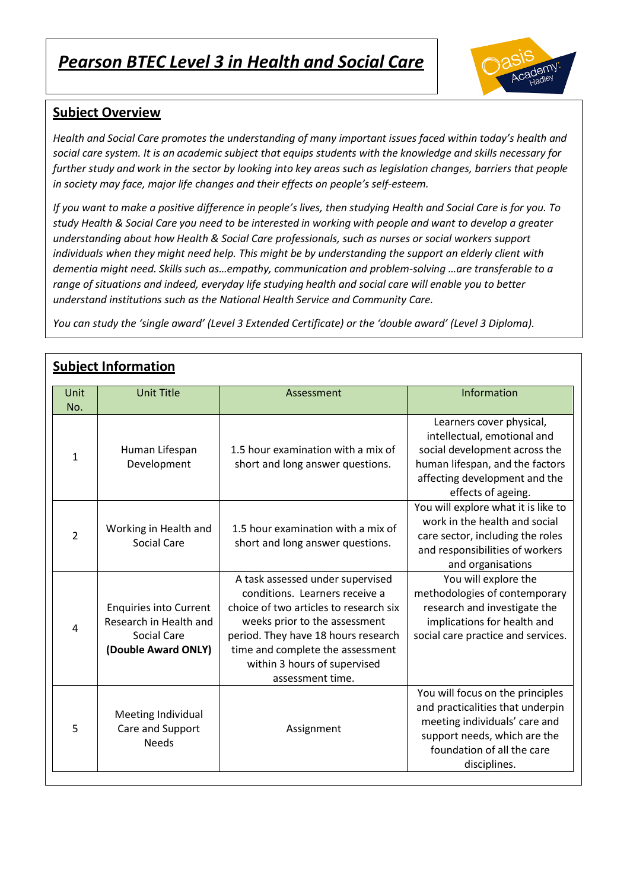# ***Pearson BTEC Level 3 in Health and Social Care***

## Subject Overview

*Health and Social Care promotes the understanding of many important issues faced within today's health and social care system. It is an academic subject that equips students with the knowledge and skills necessary for further study and work in the sector by looking into key areas such as legislation changes, barriers that people in society may face, major life changes and their effects on people's self-esteem.*

*If you want to make a positive difference in people's lives, then studying Health and Social Care is for you. To study Health & Social Care you need to be interested in working with people and want to develop a greater understanding about how Health & Social Care professionals, such as nurses or social workers support individuals when they might need help. This might be by understanding the support an elderly client with dementia might need. Skills such as…empathy, communication and problem-solving …are transferable to a range of situations and indeed, everyday life studying health and social care will enable you to better understand institutions such as the National Health Service and Community Care.*

*You can study the 'single award' (Level 3 Extended Certificate) or the 'double award' (Level 3 Diploma).*

## Subject Information

| Unit No. | Unit Title | Assessment | Information |
|---|---|---|---|
| 1 | Human Lifespan Development | 1.5 hour examination with a mix of short and long answer questions. | Learners cover physical, intellectual, emotional and social development across the human lifespan, and the factors affecting development and the effects of ageing. |
| 2 | Working in Health and Social Care | 1.5 hour examination with a mix of short and long answer questions. | You will explore what it is like to work in the health and social care sector, including the roles and responsibilities of workers and organisations |
| 4 | Enquiries into Current Research in Health and Social Care **(Double Award ONLY)** | A task assessed under supervised conditions. Learners receive a choice of two articles to research six weeks prior to the assessment period. They have 18 hours research time and complete the assessment within 3 hours of supervised assessment time. | You will explore the methodologies of contemporary research and investigate the implications for health and social care practice and services. |
| 5 | Meeting Individual Care and Support Needs | Assignment | You will focus on the principles and practicalities that underpin meeting individuals' care and support needs, which are the foundation of all the care disciplines. |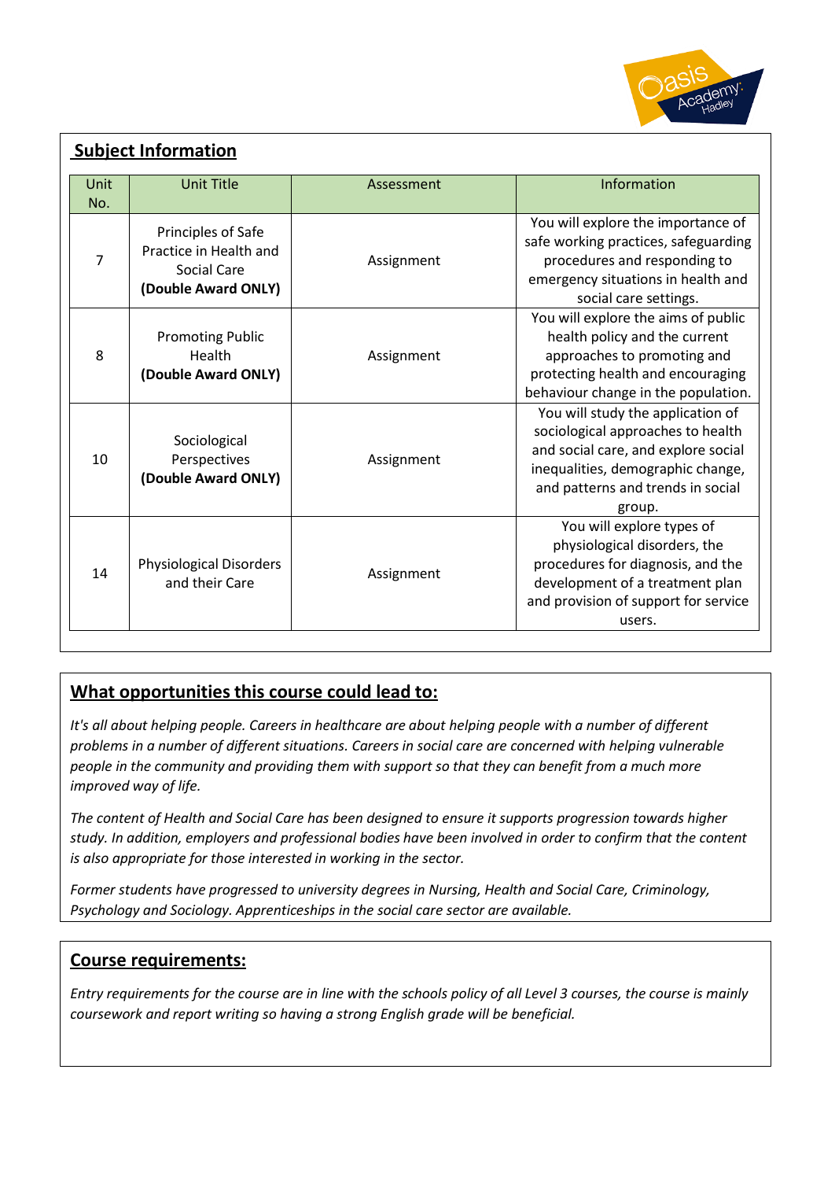## Subject Information

| Unit No. | Unit Title | Assessment | Information |
|---|---|---|---|
| 7 | Principles of Safe Practice in Health and Social Care **(Double Award ONLY)** | Assignment | You will explore the importance of safe working practices, safeguarding procedures and responding to emergency situations in health and social care settings. |
| 8 | Promoting Public Health **(Double Award ONLY)** | Assignment | You will explore the aims of public health policy and the current approaches to promoting and protecting health and encouraging behaviour change in the population. |
| 10 | Sociological Perspectives **(Double Award ONLY)** | Assignment | You will study the application of sociological approaches to health and social care, and explore social inequalities, demographic change, and patterns and trends in social group. |
| 14 | Physiological Disorders and their Care | Assignment | You will explore types of physiological disorders, the procedures for diagnosis, and the development of a treatment plan and provision of support for service users. |

## What opportunities this course could lead to:

*It's all about helping people. Careers in healthcare are about helping people with a number of different problems in a number of different situations. Careers in social care are concerned with helping vulnerable people in the community and providing them with support so that they can benefit from a much more improved way of life.*

*The content of Health and Social Care has been designed to ensure it supports progression towards higher study. In addition, employers and professional bodies have been involved in order to confirm that the content is also appropriate for those interested in working in the sector.*

*Former students have progressed to university degrees in Nursing, Health and Social Care, Criminology, Psychology and Sociology. Apprenticeships in the social care sector are available.*

## Course requirements:

*Entry requirements for the course are in line with the schools policy of all Level 3 courses, the course is mainly coursework and report writing so having a strong English grade will be beneficial.*